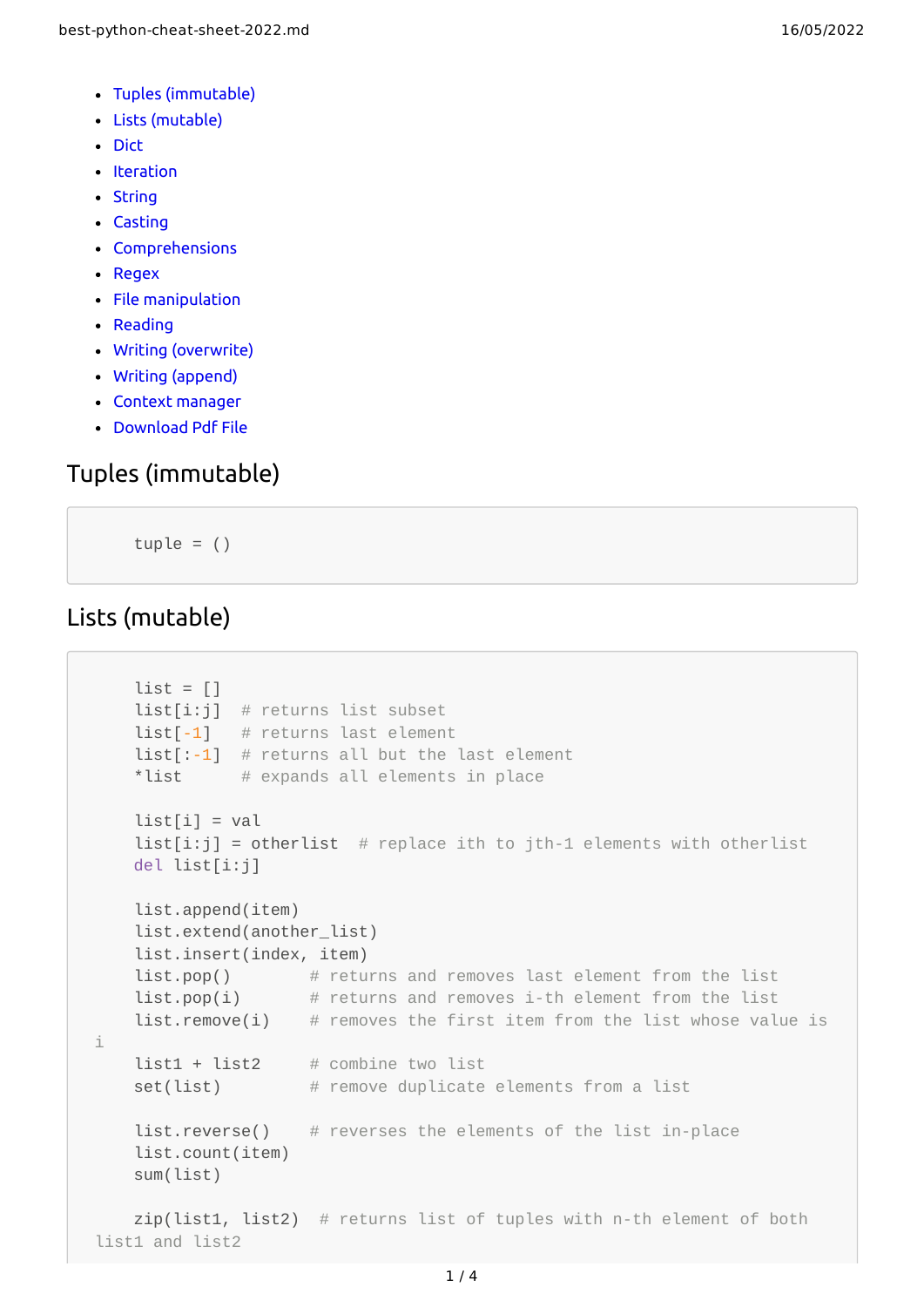- Tuples (immutable)
- Lists (mutable)
- Dict
- Iteration
- String
- Casting
- Comprehensions
- Regex
- File manipulation
- Reading
- Writing (overwrite)
- Writing (append)
- Context manager
- Download Pdf File

## Tuples (immutable)

```
tuple = ()
```

## Lists (mutable)

```
list = []
list[i:j]  # returns list subset
list[-1]   # returns last element
list[:-1]  # returns all but the last element
*list      # expands all elements in place

list[i] = val
list[i:j] = otherlist  # replace ith to jth-1 elements with otherlist
del list[i:j]

list.append(item)
list.extend(another_list)
list.insert(index, item)
list.pop()        # returns and removes last element from the list
list.pop(i)       # returns and removes i-th element from the list
list.remove(i)    # removes the first item from the list whose value is i
list1 + list2     # combine two list
set(list)         # remove duplicate elements from a list

list.reverse()    # reverses the elements of the list in-place
list.count(item)
sum(list)

zip(list1, list2)  # returns list of tuples with n-th element of both list1 and list2
```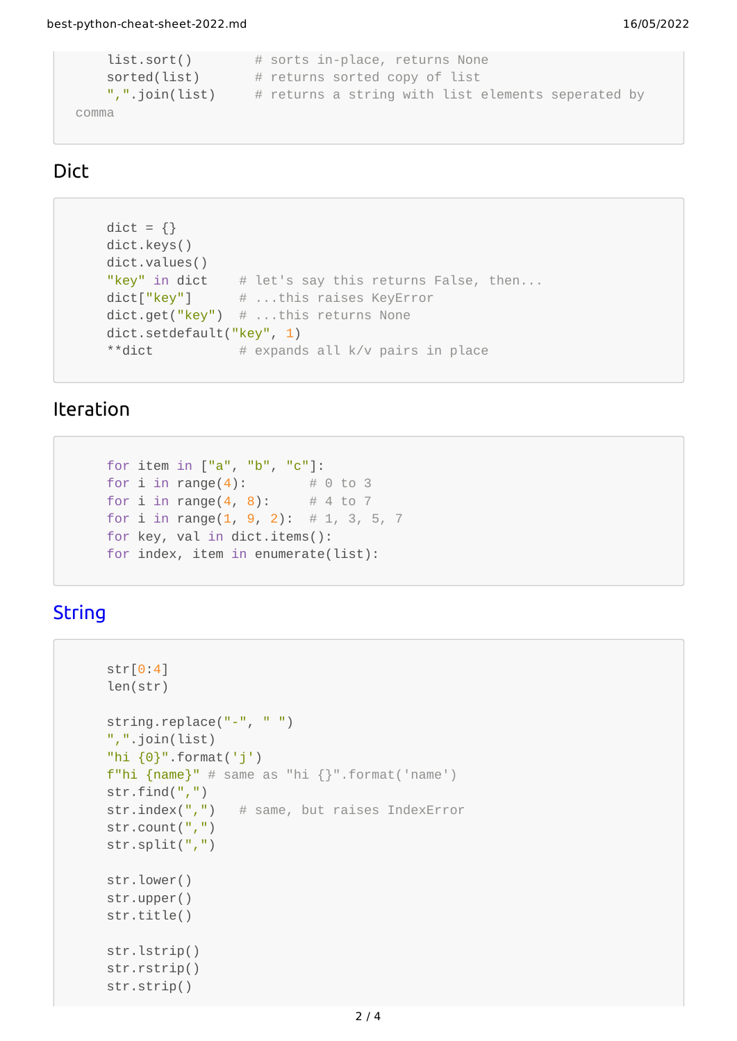```
    list.sort()        # sorts in-place, returns None
    sorted(list)       # returns sorted copy of list
    ",".join(list)     # returns a string with list elements seperated by comma
```

## Dict

```
    dict = {}
    dict.keys()
    dict.values()
    "key" in dict    # let's say this returns False, then...
    dict["key"]      # ...this raises KeyError
    dict.get("key")  # ...this returns None
    dict.setdefault("key", 1)
    **dict           # expands all k/v pairs in place
```

## Iteration

```
    for item in ["a", "b", "c"]:
    for i in range(4):        # 0 to 3
    for i in range(4, 8):     # 4 to 7
    for i in range(1, 9, 2):  # 1, 3, 5, 7
    for key, val in dict.items():
    for index, item in enumerate(list):
```

## String

```
    str[0:4]
    len(str)

    string.replace("-", " ")
    ",".join(list)
    "hi {0}".format('j')
    f"hi {name}" # same as "hi {}".format('name')
    str.find(",")
    str.index(",")   # same, but raises IndexError
    str.count(",")
    str.split(",")

    str.lower()
    str.upper()
    str.title()

    str.lstrip()
    str.rstrip()
    str.strip()
```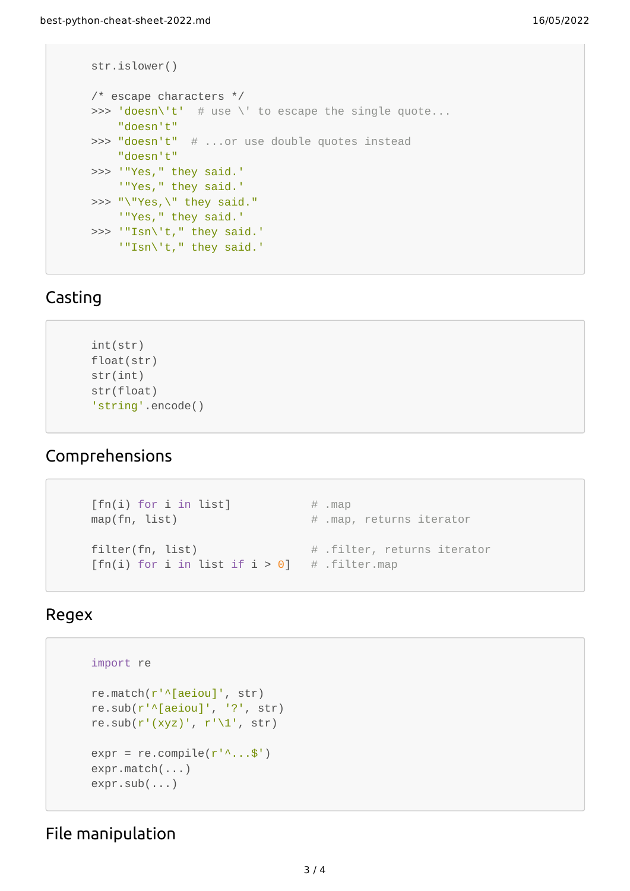```
str.islower()

/* escape characters */
>>> 'doesn\'t'  # use \' to escape the single quote...
    "doesn't"
>>> "doesn't"  # ...or use double quotes instead
    "doesn't"
>>> '"Yes," they said.'
    '"Yes," they said.'
>>> "\"Yes,\" they said."
    '"Yes," they said.'
>>> '"Isn\'t," they said.'
    '"Isn\'t," they said.'
```

## Casting

```
int(str)
float(str)
str(int)
str(float)
'string'.encode()
```

## Comprehensions

```
[fn(i) for i in list]            # .map
map(fn, list)                    # .map, returns iterator

filter(fn, list)                 # .filter, returns iterator
[fn(i) for i in list if i > 0]   # .filter.map
```

## Regex

```
import re

re.match(r'^[aeiou]', str)
re.sub(r'^[aeiou]', '?', str)
re.sub(r'(xyz)', r'\1', str)

expr = re.compile(r'^...$')
expr.match(...)
expr.sub(...)
```

## File manipulation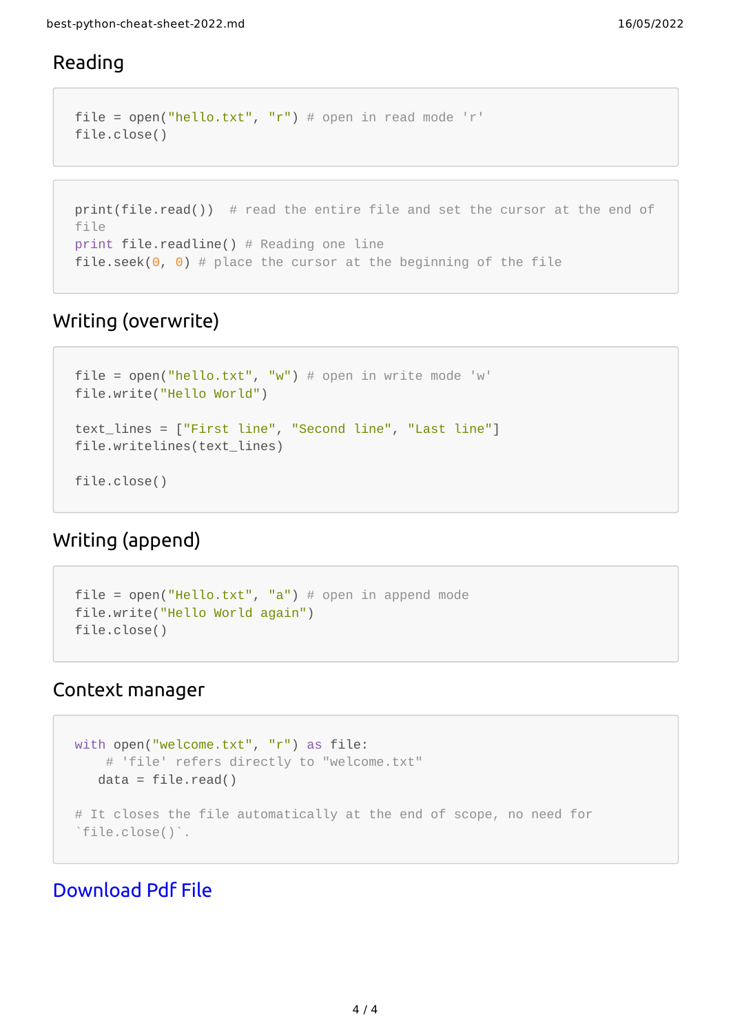## Reading

```python
file = open("hello.txt", "r") # open in read mode 'r'
file.close()
```

```python
print(file.read())  # read the entire file and set the cursor at the end of file
print file.readline() # Reading one line
file.seek(0, 0) # place the cursor at the beginning of the file
```

## Writing (overwrite)

```python
file = open("hello.txt", "w") # open in write mode 'w'
file.write("Hello World")

text_lines = ["First line", "Second line", "Last line"]
file.writelines(text_lines)

file.close()
```

## Writing (append)

```python
file = open("Hello.txt", "a") # open in append mode
file.write("Hello World again")
file.close()
```

## Context manager

```python
with open("welcome.txt", "r") as file:
    # 'file' refers directly to "welcome.txt"
   data = file.read()

# It closes the file automatically at the end of scope, no need for `file.close()`.
```

## Download Pdf File